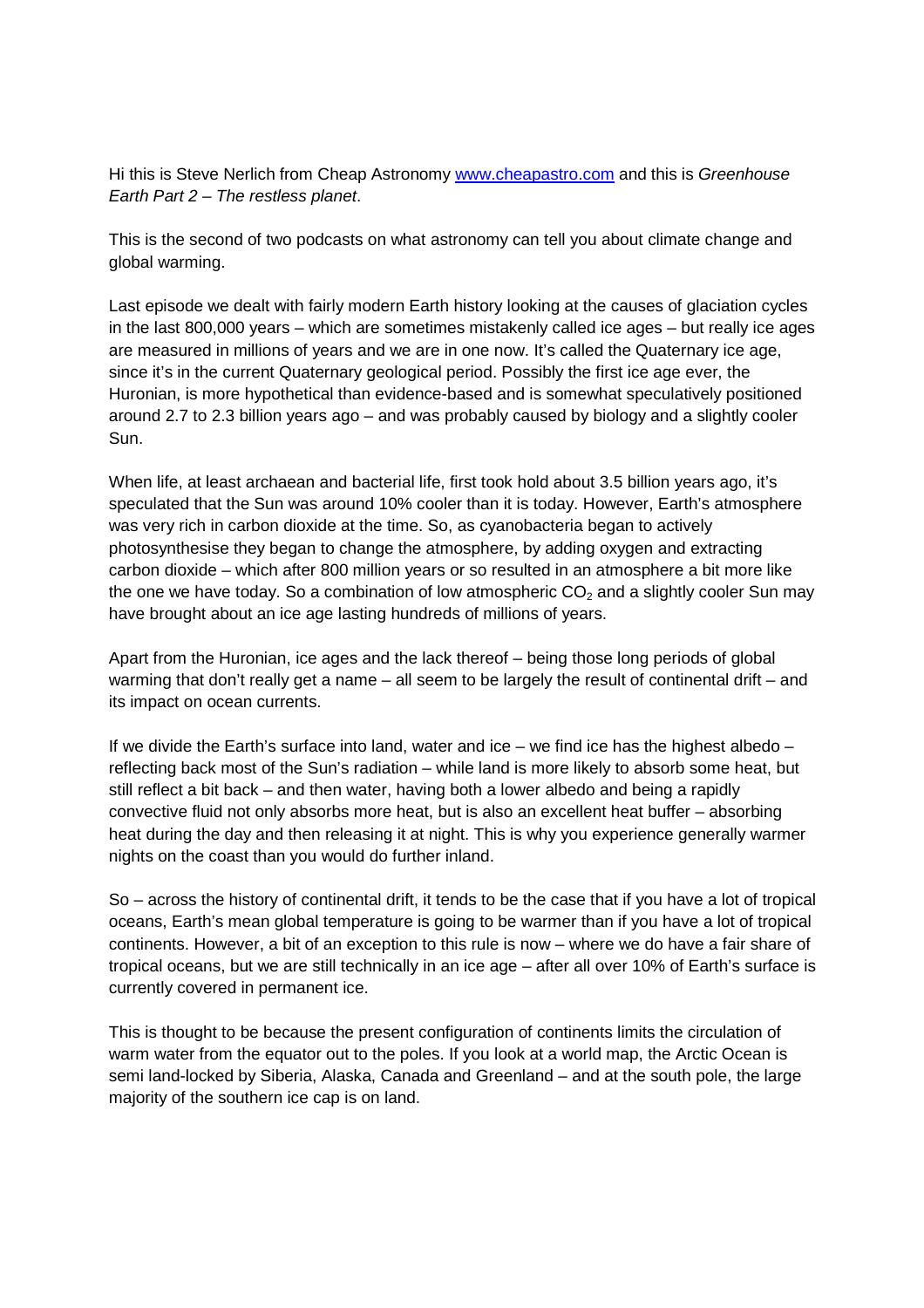Hi this is Steve Nerlich from Cheap Astronomy [www.cheapastro.com](http://www.cheapastro.com) and this is *Greenhouse Earth Part 2 – The restless planet*.

This is the second of two podcasts on what astronomy can tell you about climate change and global warming.

Last episode we dealt with fairly modern Earth history looking at the causes of glaciation cycles in the last 800,000 years – which are sometimes mistakenly called ice ages – but really ice ages are measured in millions of years and we are in one now. It's called the Quaternary ice age, since it's in the current Quaternary geological period. Possibly the first ice age ever, the Huronian, is more hypothetical than evidence-based and is somewhat speculatively positioned around 2.7 to 2.3 billion years ago – and was probably caused by biology and a slightly cooler Sun.

When life, at least archaean and bacterial life, first took hold about 3.5 billion years ago, it's speculated that the Sun was around 10% cooler than it is today. However, Earth's atmosphere was very rich in carbon dioxide at the time. So, as cyanobacteria began to actively photosynthesise they began to change the atmosphere, by adding oxygen and extracting carbon dioxide – which after 800 million years or so resulted in an atmosphere a bit more like the one we have today. So a combination of low atmospheric $CO_2$ and a slightly cooler Sun may have brought about an ice age lasting hundreds of millions of years.

Apart from the Huronian, ice ages and the lack thereof – being those long periods of global warming that don't really get a name – all seem to be largely the result of continental drift – and its impact on ocean currents.

If we divide the Earth's surface into land, water and ice – we find ice has the highest albedo – reflecting back most of the Sun's radiation – while land is more likely to absorb some heat, but still reflect a bit back – and then water, having both a lower albedo and being a rapidly convective fluid not only absorbs more heat, but is also an excellent heat buffer – absorbing heat during the day and then releasing it at night. This is why you experience generally warmer nights on the coast than you would do further inland.

So – across the history of continental drift, it tends to be the case that if you have a lot of tropical oceans, Earth's mean global temperature is going to be warmer than if you have a lot of tropical continents. However, a bit of an exception to this rule is now – where we do have a fair share of tropical oceans, but we are still technically in an ice age – after all over 10% of Earth's surface is currently covered in permanent ice.

This is thought to be because the present configuration of continents limits the circulation of warm water from the equator out to the poles. If you look at a world map, the Arctic Ocean is semi land-locked by Siberia, Alaska, Canada and Greenland – and at the south pole, the large majority of the southern ice cap is on land.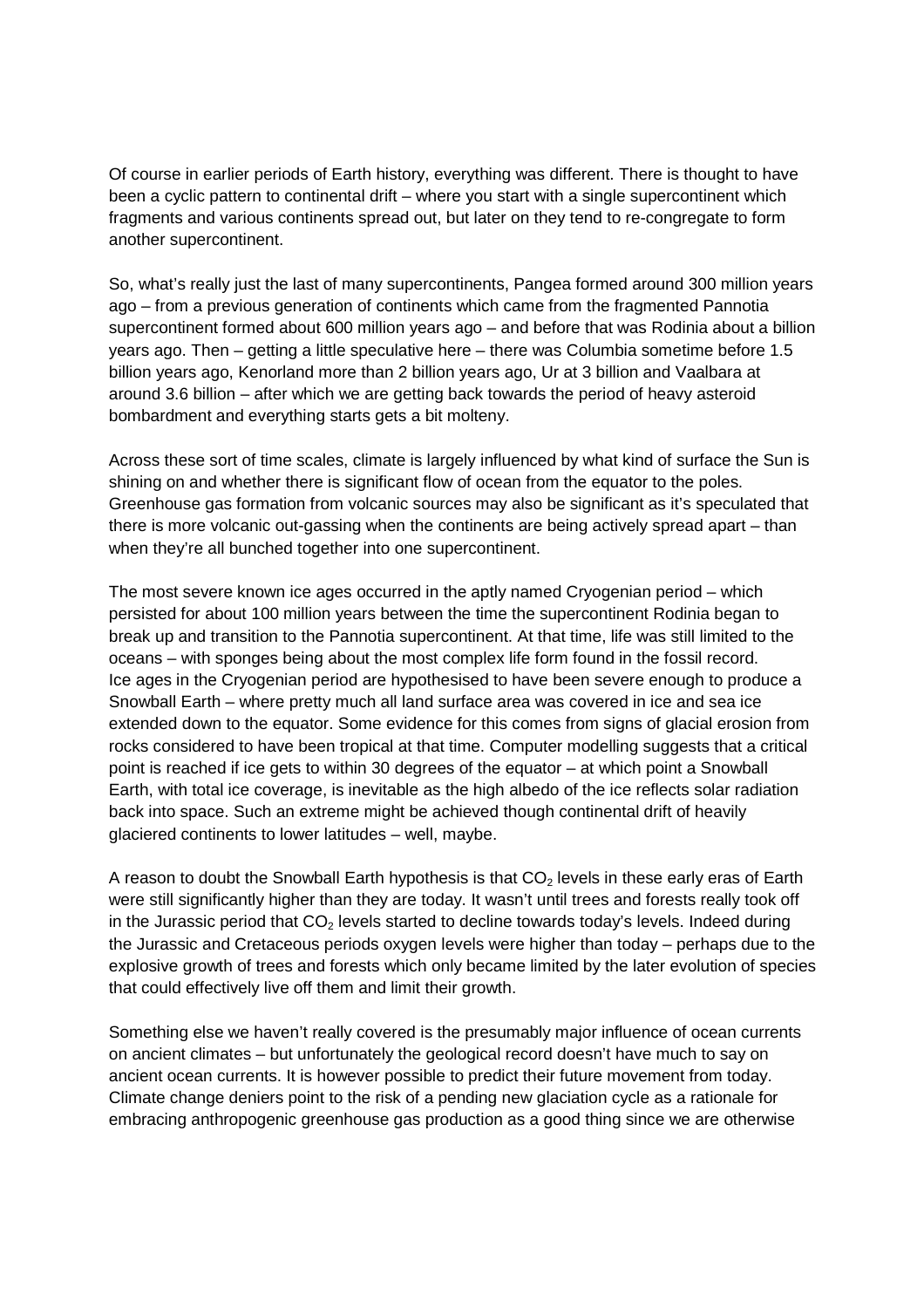Of course in earlier periods of Earth history, everything was different. There is thought to have been a cyclic pattern to continental drift – where you start with a single supercontinent which fragments and various continents spread out, but later on they tend to re-congregate to form another supercontinent.

So, what's really just the last of many supercontinents, Pangea formed around 300 million years ago – from a previous generation of continents which came from the fragmented Pannotia supercontinent formed about 600 million years ago – and before that was Rodinia about a billion years ago. Then – getting a little speculative here – there was Columbia sometime before 1.5 billion years ago, Kenorland more than 2 billion years ago, Ur at 3 billion and Vaalbara at around 3.6 billion – after which we are getting back towards the period of heavy asteroid bombardment and everything starts gets a bit molteny.

Across these sort of time scales, climate is largely influenced by what kind of surface the Sun is shining on and whether there is significant flow of ocean from the equator to the poles. Greenhouse gas formation from volcanic sources may also be significant as it's speculated that there is more volcanic out-gassing when the continents are being actively spread apart – than when they're all bunched together into one supercontinent.

The most severe known ice ages occurred in the aptly named Cryogenian period – which persisted for about 100 million years between the time the supercontinent Rodinia began to break up and transition to the Pannotia supercontinent. At that time, life was still limited to the oceans – with sponges being about the most complex life form found in the fossil record. Ice ages in the Cryogenian period are hypothesised to have been severe enough to produce a Snowball Earth – where pretty much all land surface area was covered in ice and sea ice extended down to the equator. Some evidence for this comes from signs of glacial erosion from rocks considered to have been tropical at that time. Computer modelling suggests that a critical point is reached if ice gets to within 30 degrees of the equator – at which point a Snowball Earth, with total ice coverage, is inevitable as the high albedo of the ice reflects solar radiation back into space. Such an extreme might be achieved though continental drift of heavily glaciered continents to lower latitudes – well, maybe.

A reason to doubt the Snowball Earth hypothesis is that $CO_2$ levels in these early eras of Earth were still significantly higher than they are today. It wasn't until trees and forests really took off in the Jurassic period that $CO_2$ levels started to decline towards today's levels. Indeed during the Jurassic and Cretaceous periods oxygen levels were higher than today – perhaps due to the explosive growth of trees and forests which only became limited by the later evolution of species that could effectively live off them and limit their growth.

Something else we haven't really covered is the presumably major influence of ocean currents on ancient climates – but unfortunately the geological record doesn't have much to say on ancient ocean currents. It is however possible to predict their future movement from today. Climate change deniers point to the risk of a pending new glaciation cycle as a rationale for embracing anthropogenic greenhouse gas production as a good thing since we are otherwise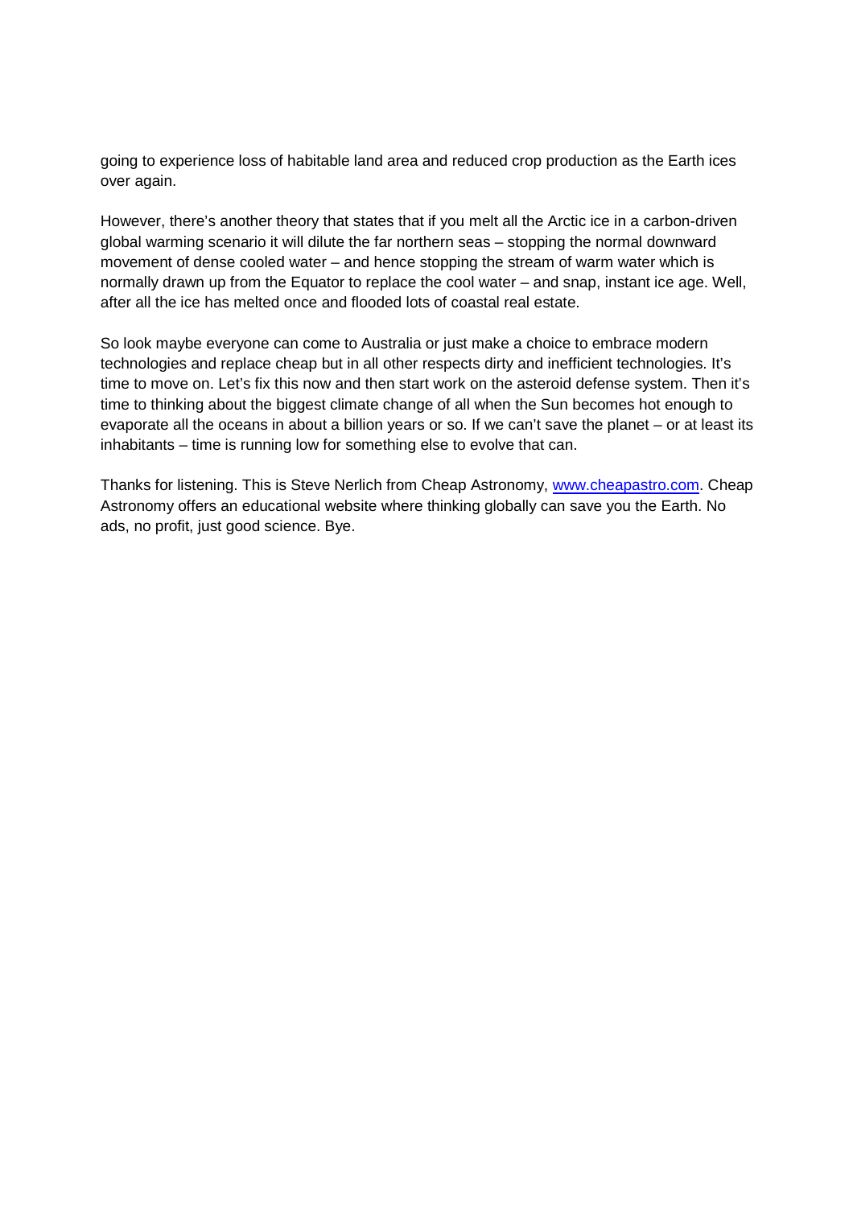going to experience loss of habitable land area and reduced crop production as the Earth ices over again.

However, there's another theory that states that if you melt all the Arctic ice in a carbon-driven global warming scenario it will dilute the far northern seas – stopping the normal downward movement of dense cooled water – and hence stopping the stream of warm water which is normally drawn up from the Equator to replace the cool water – and snap, instant ice age. Well, after all the ice has melted once and flooded lots of coastal real estate.

So look maybe everyone can come to Australia or just make a choice to embrace modern technologies and replace cheap but in all other respects dirty and inefficient technologies. It's time to move on. Let's fix this now and then start work on the asteroid defense system. Then it's time to thinking about the biggest climate change of all when the Sun becomes hot enough to evaporate all the oceans in about a billion years or so. If we can't save the planet – or at least its inhabitants – time is running low for something else to evolve that can.

Thanks for listening. This is Steve Nerlich from Cheap Astronomy, [www.cheapastro.com](http://www.cheapastro.com). Cheap Astronomy offers an educational website where thinking globally can save you the Earth. No ads, no profit, just good science. Bye.